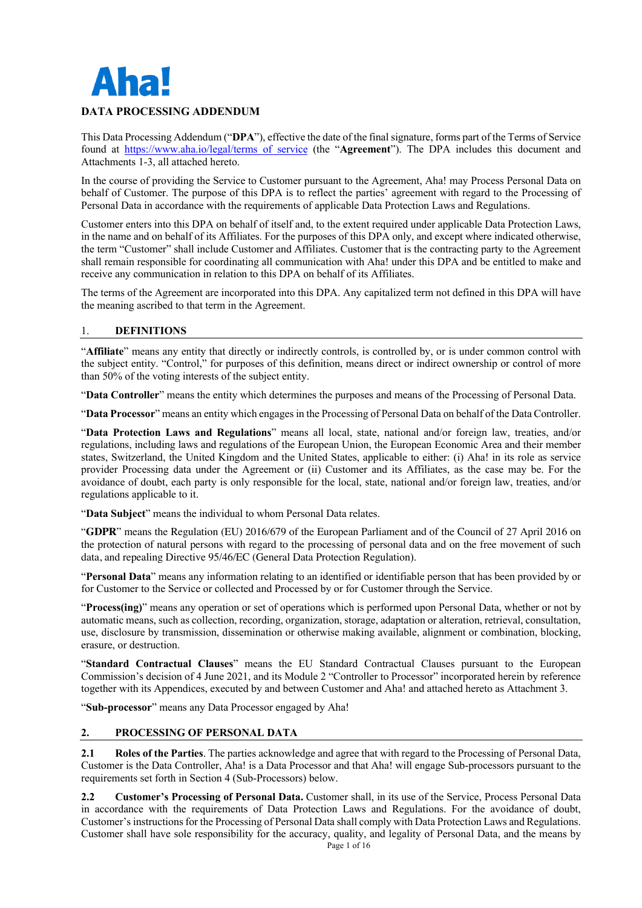Aha!

# DATA PROCESSING ADDENDUM

This Data Processing Addendum ("**DPA**"), effective the date of the final signature, forms part of the Terms of Service found at https://www.aha.io/legal/terms_of_service (the "**Agreement**"). The DPA includes this document and Attachments 1-3, all attached hereto.

In the course of providing the Service to Customer pursuant to the Agreement, Aha! may Process Personal Data on behalf of Customer. The purpose of this DPA is to reflect the parties' agreement with regard to the Processing of Personal Data in accordance with the requirements of applicable Data Protection Laws and Regulations.

Customer enters into this DPA on behalf of itself and, to the extent required under applicable Data Protection Laws, in the name and on behalf of its Affiliates. For the purposes of this DPA only, and except where indicated otherwise, the term "Customer" shall include Customer and Affiliates. Customer that is the contracting party to the Agreement shall remain responsible for coordinating all communication with Aha! under this DPA and be entitled to make and receive any communication in relation to this DPA on behalf of its Affiliates.

The terms of the Agreement are incorporated into this DPA. Any capitalized term not defined in this DPA will have the meaning ascribed to that term in the Agreement.

## 1. DEFINITIONS

"**Affiliate**" means any entity that directly or indirectly controls, is controlled by, or is under common control with the subject entity. "Control," for purposes of this definition, means direct or indirect ownership or control of more than 50% of the voting interests of the subject entity.

"**Data Controller**" means the entity which determines the purposes and means of the Processing of Personal Data.

"**Data Processor**" means an entity which engages in the Processing of Personal Data on behalf of the Data Controller.

"**Data Protection Laws and Regulations**" means all local, state, national and/or foreign law, treaties, and/or regulations, including laws and regulations of the European Union, the European Economic Area and their member states, Switzerland, the United Kingdom and the United States, applicable to either: (i) Aha! in its role as service provider Processing data under the Agreement or (ii) Customer and its Affiliates, as the case may be. For the avoidance of doubt, each party is only responsible for the local, state, national and/or foreign law, treaties, and/or regulations applicable to it.

"**Data Subject**" means the individual to whom Personal Data relates.

"**GDPR**" means the Regulation (EU) 2016/679 of the European Parliament and of the Council of 27 April 2016 on the protection of natural persons with regard to the processing of personal data and on the free movement of such data, and repealing Directive 95/46/EC (General Data Protection Regulation).

"**Personal Data**" means any information relating to an identified or identifiable person that has been provided by or for Customer to the Service or collected and Processed by or for Customer through the Service.

"**Process(ing)**" means any operation or set of operations which is performed upon Personal Data, whether or not by automatic means, such as collection, recording, organization, storage, adaptation or alteration, retrieval, consultation, use, disclosure by transmission, dissemination or otherwise making available, alignment or combination, blocking, erasure, or destruction.

"**Standard Contractual Clauses**" means the EU Standard Contractual Clauses pursuant to the European Commission's decision of 4 June 2021, and its Module 2 "Controller to Processor" incorporated herein by reference together with its Appendices, executed by and between Customer and Aha! and attached hereto as Attachment 3.

"**Sub-processor**" means any Data Processor engaged by Aha!

## 2. PROCESSING OF PERSONAL DATA

**2.1 Roles of the Parties**. The parties acknowledge and agree that with regard to the Processing of Personal Data, Customer is the Data Controller, Aha! is a Data Processor and that Aha! will engage Sub-processors pursuant to the requirements set forth in Section 4 (Sub-Processors) below.

**2.2 Customer's Processing of Personal Data.** Customer shall, in its use of the Service, Process Personal Data in accordance with the requirements of Data Protection Laws and Regulations. For the avoidance of doubt, Customer's instructions for the Processing of Personal Data shall comply with Data Protection Laws and Regulations. Customer shall have sole responsibility for the accuracy, quality, and legality of Personal Data, and the means by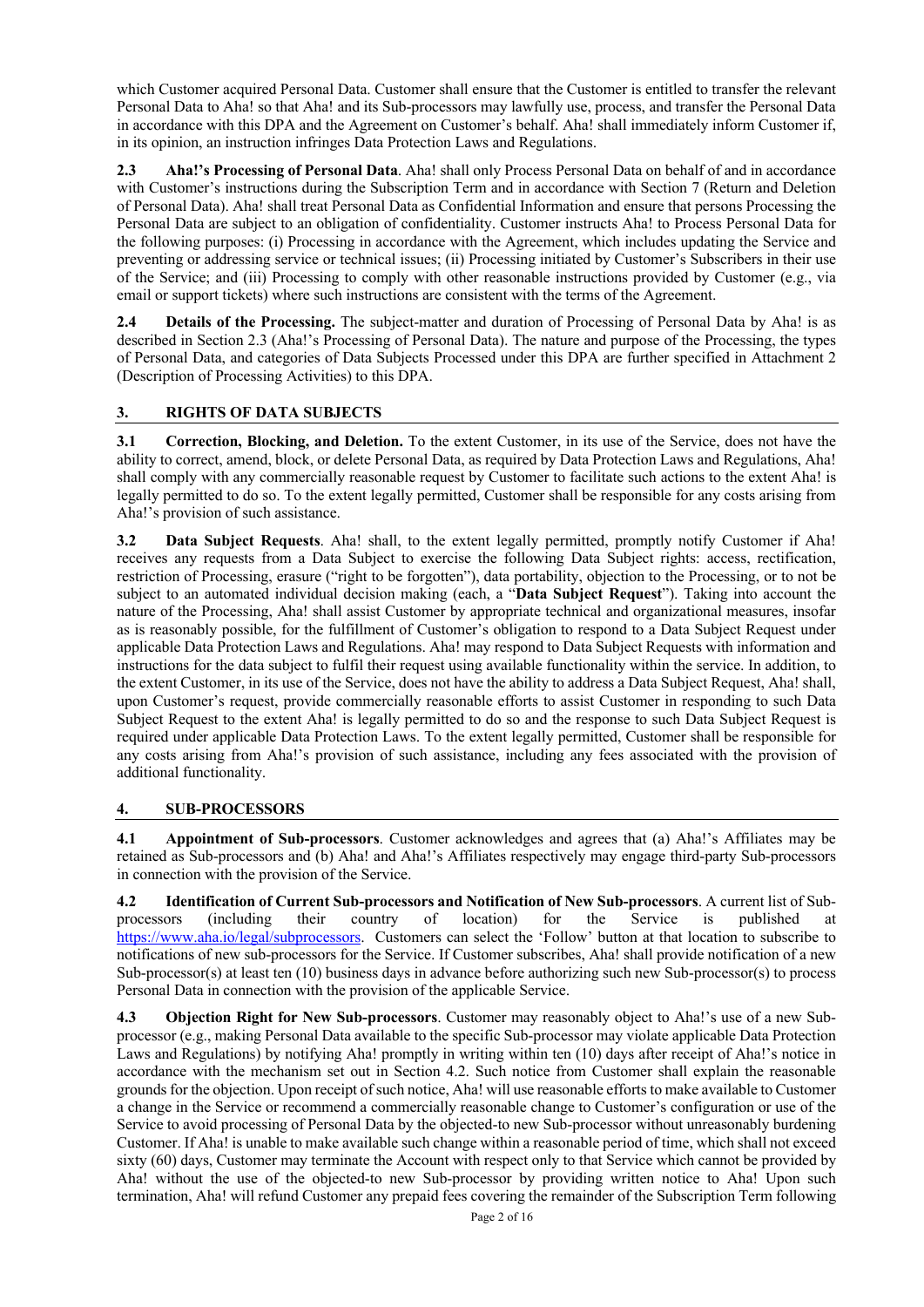which Customer acquired Personal Data. Customer shall ensure that the Customer is entitled to transfer the relevant Personal Data to Aha! so that Aha! and its Sub-processors may lawfully use, process, and transfer the Personal Data in accordance with this DPA and the Agreement on Customer's behalf. Aha! shall immediately inform Customer if, in its opinion, an instruction infringes Data Protection Laws and Regulations.

**2.3 Aha!'s Processing of Personal Data**. Aha! shall only Process Personal Data on behalf of and in accordance with Customer's instructions during the Subscription Term and in accordance with Section 7 (Return and Deletion of Personal Data). Aha! shall treat Personal Data as Confidential Information and ensure that persons Processing the Personal Data are subject to an obligation of confidentiality. Customer instructs Aha! to Process Personal Data for the following purposes: (i) Processing in accordance with the Agreement, which includes updating the Service and preventing or addressing service or technical issues; (ii) Processing initiated by Customer's Subscribers in their use of the Service; and (iii) Processing to comply with other reasonable instructions provided by Customer (e.g., via email or support tickets) where such instructions are consistent with the terms of the Agreement.

**2.4 Details of the Processing.** The subject-matter and duration of Processing of Personal Data by Aha! is as described in Section 2.3 (Aha!'s Processing of Personal Data). The nature and purpose of the Processing, the types of Personal Data, and categories of Data Subjects Processed under this DPA are further specified in Attachment 2 (Description of Processing Activities) to this DPA.

## 3. RIGHTS OF DATA SUBJECTS

**3.1 Correction, Blocking, and Deletion.** To the extent Customer, in its use of the Service, does not have the ability to correct, amend, block, or delete Personal Data, as required by Data Protection Laws and Regulations, Aha! shall comply with any commercially reasonable request by Customer to facilitate such actions to the extent Aha! is legally permitted to do so. To the extent legally permitted, Customer shall be responsible for any costs arising from Aha!'s provision of such assistance.

**3.2 Data Subject Requests**. Aha! shall, to the extent legally permitted, promptly notify Customer if Aha! receives any requests from a Data Subject to exercise the following Data Subject rights: access, rectification, restriction of Processing, erasure ("right to be forgotten"), data portability, objection to the Processing, or to not be subject to an automated individual decision making (each, a "**Data Subject Request**"). Taking into account the nature of the Processing, Aha! shall assist Customer by appropriate technical and organizational measures, insofar as is reasonably possible, for the fulfillment of Customer's obligation to respond to a Data Subject Request under applicable Data Protection Laws and Regulations. Aha! may respond to Data Subject Requests with information and instructions for the data subject to fulfil their request using available functionality within the service. In addition, to the extent Customer, in its use of the Service, does not have the ability to address a Data Subject Request, Aha! shall, upon Customer's request, provide commercially reasonable efforts to assist Customer in responding to such Data Subject Request to the extent Aha! is legally permitted to do so and the response to such Data Subject Request is required under applicable Data Protection Laws. To the extent legally permitted, Customer shall be responsible for any costs arising from Aha!'s provision of such assistance, including any fees associated with the provision of additional functionality.

## 4. SUB-PROCESSORS

**4.1 Appointment of Sub-processors**. Customer acknowledges and agrees that (a) Aha!'s Affiliates may be retained as Sub-processors and (b) Aha! and Aha!'s Affiliates respectively may engage third-party Sub-processors in connection with the provision of the Service.

**4.2 Identification of Current Sub-processors and Notification of New Sub-processors**. A current list of Sub-processors (including their country of location) for the Service is published at https://www.aha.io/legal/subprocessors. Customers can select the 'Follow' button at that location to subscribe to notifications of new sub-processors for the Service. If Customer subscribes, Aha! shall provide notification of a new Sub-processor(s) at least ten (10) business days in advance before authorizing such new Sub-processor(s) to process Personal Data in connection with the provision of the applicable Service.

**4.3 Objection Right for New Sub-processors**. Customer may reasonably object to Aha!'s use of a new Sub-processor (e.g., making Personal Data available to the specific Sub-processor may violate applicable Data Protection Laws and Regulations) by notifying Aha! promptly in writing within ten (10) days after receipt of Aha!'s notice in accordance with the mechanism set out in Section 4.2. Such notice from Customer shall explain the reasonable grounds for the objection. Upon receipt of such notice, Aha! will use reasonable efforts to make available to Customer a change in the Service or recommend a commercially reasonable change to Customer's configuration or use of the Service to avoid processing of Personal Data by the objected-to new Sub-processor without unreasonably burdening Customer. If Aha! is unable to make available such change within a reasonable period of time, which shall not exceed sixty (60) days, Customer may terminate the Account with respect only to that Service which cannot be provided by Aha! without the use of the objected-to new Sub-processor by providing written notice to Aha! Upon such termination, Aha! will refund Customer any prepaid fees covering the remainder of the Subscription Term following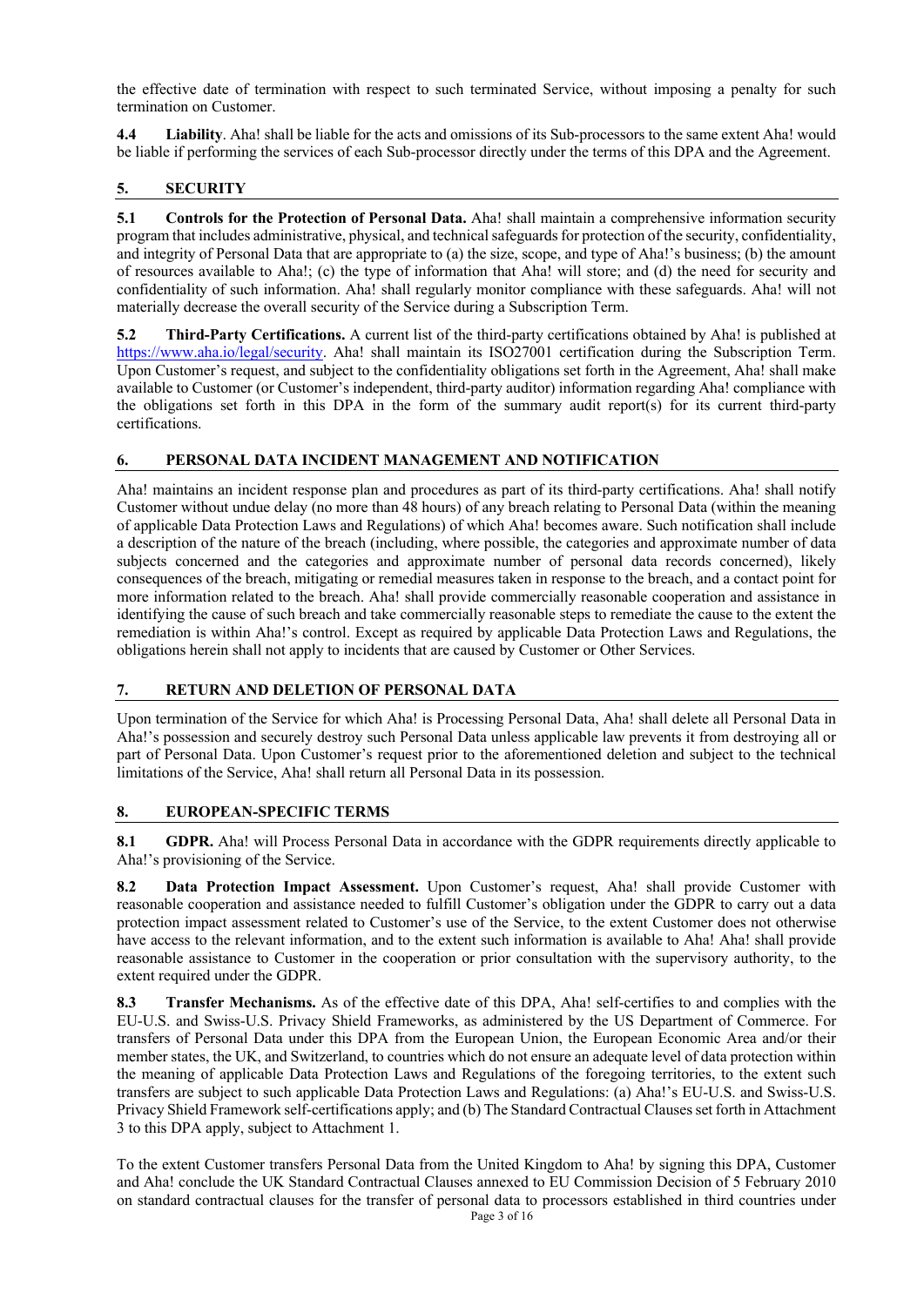the effective date of termination with respect to such terminated Service, without imposing a penalty for such termination on Customer.

**4.4 Liability**. Aha! shall be liable for the acts and omissions of its Sub-processors to the same extent Aha! would be liable if performing the services of each Sub-processor directly under the terms of this DPA and the Agreement.

## 5. SECURITY

**5.1 Controls for the Protection of Personal Data.** Aha! shall maintain a comprehensive information security program that includes administrative, physical, and technical safeguards for protection of the security, confidentiality, and integrity of Personal Data that are appropriate to (a) the size, scope, and type of Aha!'s business; (b) the amount of resources available to Aha!; (c) the type of information that Aha! will store; and (d) the need for security and confidentiality of such information. Aha! shall regularly monitor compliance with these safeguards. Aha! will not materially decrease the overall security of the Service during a Subscription Term.

**5.2 Third-Party Certifications.** A current list of the third-party certifications obtained by Aha! is published at https://www.aha.io/legal/security. Aha! shall maintain its ISO27001 certification during the Subscription Term. Upon Customer's request, and subject to the confidentiality obligations set forth in the Agreement, Aha! shall make available to Customer (or Customer's independent, third-party auditor) information regarding Aha! compliance with the obligations set forth in this DPA in the form of the summary audit report(s) for its current third-party certifications.

## 6. PERSONAL DATA INCIDENT MANAGEMENT AND NOTIFICATION

Aha! maintains an incident response plan and procedures as part of its third-party certifications. Aha! shall notify Customer without undue delay (no more than 48 hours) of any breach relating to Personal Data (within the meaning of applicable Data Protection Laws and Regulations) of which Aha! becomes aware. Such notification shall include a description of the nature of the breach (including, where possible, the categories and approximate number of data subjects concerned and the categories and approximate number of personal data records concerned), likely consequences of the breach, mitigating or remedial measures taken in response to the breach, and a contact point for more information related to the breach. Aha! shall provide commercially reasonable cooperation and assistance in identifying the cause of such breach and take commercially reasonable steps to remediate the cause to the extent the remediation is within Aha!'s control. Except as required by applicable Data Protection Laws and Regulations, the obligations herein shall not apply to incidents that are caused by Customer or Other Services.

## 7. RETURN AND DELETION OF PERSONAL DATA

Upon termination of the Service for which Aha! is Processing Personal Data, Aha! shall delete all Personal Data in Aha!'s possession and securely destroy such Personal Data unless applicable law prevents it from destroying all or part of Personal Data. Upon Customer's request prior to the aforementioned deletion and subject to the technical limitations of the Service, Aha! shall return all Personal Data in its possession.

## 8. EUROPEAN-SPECIFIC TERMS

**8.1 GDPR.** Aha! will Process Personal Data in accordance with the GDPR requirements directly applicable to Aha!'s provisioning of the Service.

**8.2 Data Protection Impact Assessment.** Upon Customer's request, Aha! shall provide Customer with reasonable cooperation and assistance needed to fulfill Customer's obligation under the GDPR to carry out a data protection impact assessment related to Customer's use of the Service, to the extent Customer does not otherwise have access to the relevant information, and to the extent such information is available to Aha! Aha! shall provide reasonable assistance to Customer in the cooperation or prior consultation with the supervisory authority, to the extent required under the GDPR.

**8.3 Transfer Mechanisms.** As of the effective date of this DPA, Aha! self-certifies to and complies with the EU-U.S. and Swiss-U.S. Privacy Shield Frameworks, as administered by the US Department of Commerce. For transfers of Personal Data under this DPA from the European Union, the European Economic Area and/or their member states, the UK, and Switzerland, to countries which do not ensure an adequate level of data protection within the meaning of applicable Data Protection Laws and Regulations of the foregoing territories, to the extent such transfers are subject to such applicable Data Protection Laws and Regulations: (a) Aha!'s EU-U.S. and Swiss-U.S. Privacy Shield Framework self-certifications apply; and (b) The Standard Contractual Clauses set forth in Attachment 3 to this DPA apply, subject to Attachment 1.

To the extent Customer transfers Personal Data from the United Kingdom to Aha! by signing this DPA, Customer and Aha! conclude the UK Standard Contractual Clauses annexed to EU Commission Decision of 5 February 2010 on standard contractual clauses for the transfer of personal data to processors established in third countries under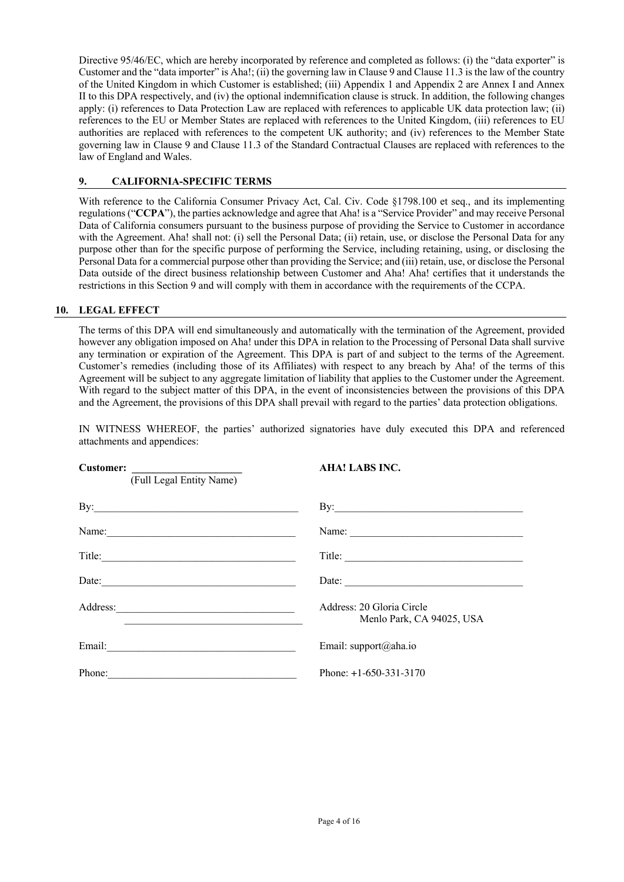Directive 95/46/EC, which are hereby incorporated by reference and completed as follows: (i) the "data exporter" is Customer and the "data importer" is Aha!; (ii) the governing law in Clause 9 and Clause 11.3 is the law of the country of the United Kingdom in which Customer is established; (iii) Appendix 1 and Appendix 2 are Annex I and Annex II to this DPA respectively, and (iv) the optional indemnification clause is struck. In addition, the following changes apply: (i) references to Data Protection Law are replaced with references to applicable UK data protection law; (ii) references to the EU or Member States are replaced with references to the United Kingdom, (iii) references to EU authorities are replaced with references to the competent UK authority; and (iv) references to the Member State governing law in Clause 9 and Clause 11.3 of the Standard Contractual Clauses are replaced with references to the law of England and Wales.

## 9. CALIFORNIA-SPECIFIC TERMS

With reference to the California Consumer Privacy Act, Cal. Civ. Code §1798.100 et seq., and its implementing regulations ("**CCPA**"), the parties acknowledge and agree that Aha! is a "Service Provider" and may receive Personal Data of California consumers pursuant to the business purpose of providing the Service to Customer in accordance with the Agreement. Aha! shall not: (i) sell the Personal Data; (ii) retain, use, or disclose the Personal Data for any purpose other than for the specific purpose of performing the Service, including retaining, using, or disclosing the Personal Data for a commercial purpose other than providing the Service; and (iii) retain, use, or disclose the Personal Data outside of the direct business relationship between Customer and Aha! Aha! certifies that it understands the restrictions in this Section 9 and will comply with them in accordance with the requirements of the CCPA.

## 10. LEGAL EFFECT

The terms of this DPA will end simultaneously and automatically with the termination of the Agreement, provided however any obligation imposed on Aha! under this DPA in relation to the Processing of Personal Data shall survive any termination or expiration of the Agreement. This DPA is part of and subject to the terms of the Agreement. Customer's remedies (including those of its Affiliates) with respect to any breach by Aha! of the terms of this Agreement will be subject to any aggregate limitation of liability that applies to the Customer under the Agreement. With regard to the subject matter of this DPA, in the event of inconsistencies between the provisions of this DPA and the Agreement, the provisions of this DPA shall prevail with regard to the parties' data protection obligations.

IN WITNESS WHEREOF, the parties' authorized signatories have duly executed this DPA and referenced attachments and appendices:

| **Customer:** ____________________ (Full Legal Entity Name) | **AHA! LABS INC.** |
|---|---|
| By:____________________ | By:____________________ |
| Name:____________________ | Name:____________________ |
| Title:____________________ | Title:____________________ |
| Date:____________________ | Date:____________________ |
| Address:____________________ | Address: 20 Gloria Circle, Menlo Park, CA 94025, USA |
| Email:____________________ | Email: support@aha.io |
| Phone:____________________ | Phone: +1-650-331-3170 |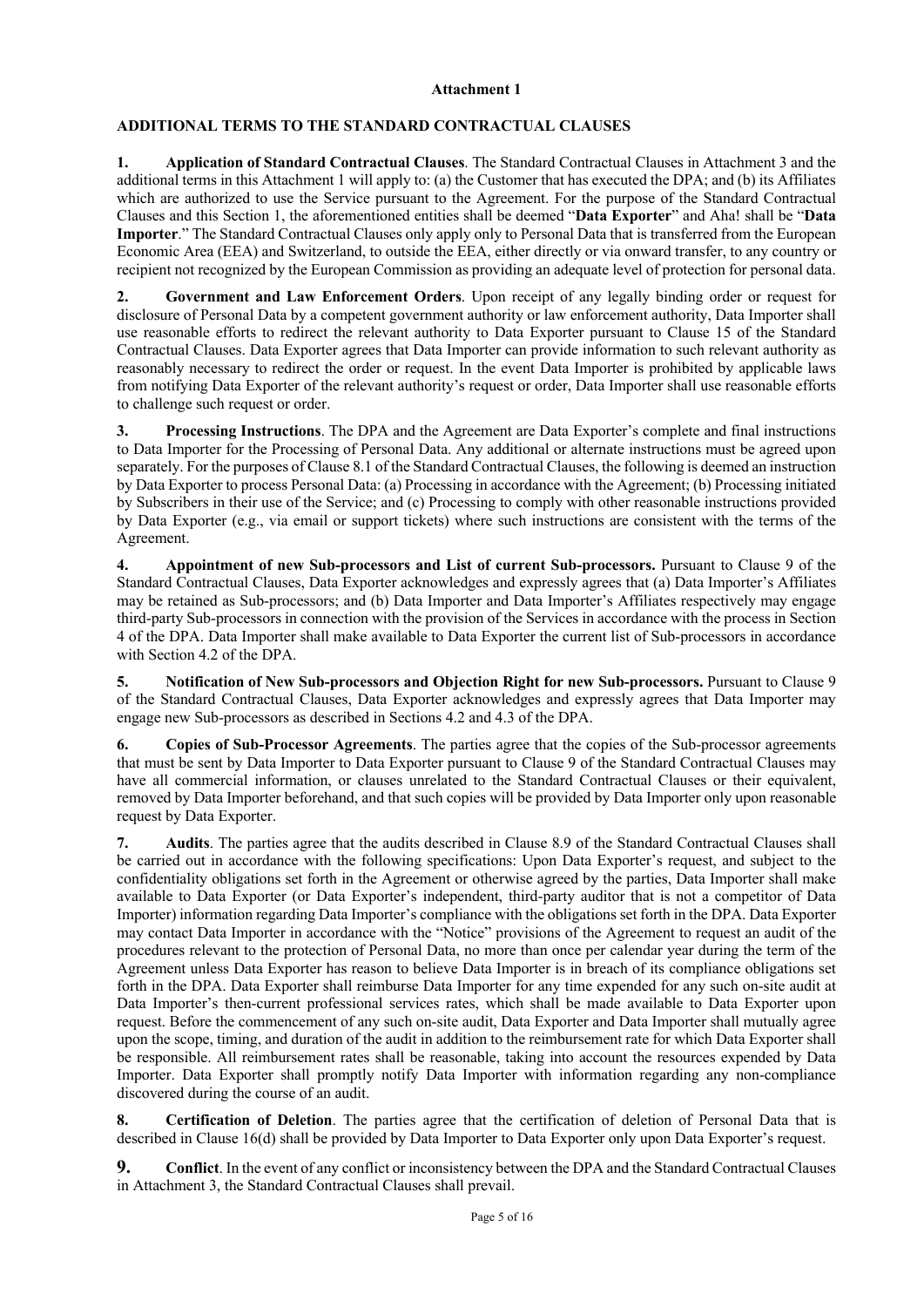**Attachment 1**

**ADDITIONAL TERMS TO THE STANDARD CONTRACTUAL CLAUSES**

**1. Application of Standard Contractual Clauses**. The Standard Contractual Clauses in Attachment 3 and the additional terms in this Attachment 1 will apply to: (a) the Customer that has executed the DPA; and (b) its Affiliates which are authorized to use the Service pursuant to the Agreement. For the purpose of the Standard Contractual Clauses and this Section 1, the aforementioned entities shall be deemed "**Data Exporter**" and Aha! shall be "**Data Importer**." The Standard Contractual Clauses only apply only to Personal Data that is transferred from the European Economic Area (EEA) and Switzerland, to outside the EEA, either directly or via onward transfer, to any country or recipient not recognized by the European Commission as providing an adequate level of protection for personal data.

**2. Government and Law Enforcement Orders**. Upon receipt of any legally binding order or request for disclosure of Personal Data by a competent government authority or law enforcement authority, Data Importer shall use reasonable efforts to redirect the relevant authority to Data Exporter pursuant to Clause 15 of the Standard Contractual Clauses. Data Exporter agrees that Data Importer can provide information to such relevant authority as reasonably necessary to redirect the order or request. In the event Data Importer is prohibited by applicable laws from notifying Data Exporter of the relevant authority's request or order, Data Importer shall use reasonable efforts to challenge such request or order.

**3. Processing Instructions**. The DPA and the Agreement are Data Exporter's complete and final instructions to Data Importer for the Processing of Personal Data. Any additional or alternate instructions must be agreed upon separately. For the purposes of Clause 8.1 of the Standard Contractual Clauses, the following is deemed an instruction by Data Exporter to process Personal Data: (a) Processing in accordance with the Agreement; (b) Processing initiated by Subscribers in their use of the Service; and (c) Processing to comply with other reasonable instructions provided by Data Exporter (e.g., via email or support tickets) where such instructions are consistent with the terms of the Agreement.

**4. Appointment of new Sub-processors and List of current Sub-processors.** Pursuant to Clause 9 of the Standard Contractual Clauses, Data Exporter acknowledges and expressly agrees that (a) Data Importer's Affiliates may be retained as Sub-processors; and (b) Data Importer and Data Importer's Affiliates respectively may engage third-party Sub-processors in connection with the provision of the Services in accordance with the process in Section 4 of the DPA. Data Importer shall make available to Data Exporter the current list of Sub-processors in accordance with Section 4.2 of the DPA.

**5. Notification of New Sub-processors and Objection Right for new Sub-processors.** Pursuant to Clause 9 of the Standard Contractual Clauses, Data Exporter acknowledges and expressly agrees that Data Importer may engage new Sub-processors as described in Sections 4.2 and 4.3 of the DPA.

**6. Copies of Sub-Processor Agreements**. The parties agree that the copies of the Sub-processor agreements that must be sent by Data Importer to Data Exporter pursuant to Clause 9 of the Standard Contractual Clauses may have all commercial information, or clauses unrelated to the Standard Contractual Clauses or their equivalent, removed by Data Importer beforehand, and that such copies will be provided by Data Importer only upon reasonable request by Data Exporter.

**7. Audits**. The parties agree that the audits described in Clause 8.9 of the Standard Contractual Clauses shall be carried out in accordance with the following specifications: Upon Data Exporter's request, and subject to the confidentiality obligations set forth in the Agreement or otherwise agreed by the parties, Data Importer shall make available to Data Exporter (or Data Exporter's independent, third-party auditor that is not a competitor of Data Importer) information regarding Data Importer's compliance with the obligations set forth in the DPA. Data Exporter may contact Data Importer in accordance with the "Notice" provisions of the Agreement to request an audit of the procedures relevant to the protection of Personal Data, no more than once per calendar year during the term of the Agreement unless Data Exporter has reason to believe Data Importer is in breach of its compliance obligations set forth in the DPA. Data Exporter shall reimburse Data Importer for any time expended for any such on-site audit at Data Importer's then-current professional services rates, which shall be made available to Data Exporter upon request. Before the commencement of any such on-site audit, Data Exporter and Data Importer shall mutually agree upon the scope, timing, and duration of the audit in addition to the reimbursement rate for which Data Exporter shall be responsible. All reimbursement rates shall be reasonable, taking into account the resources expended by Data Importer. Data Exporter shall promptly notify Data Importer with information regarding any non-compliance discovered during the course of an audit.

**8. Certification of Deletion**. The parties agree that the certification of deletion of Personal Data that is described in Clause 16(d) shall be provided by Data Importer to Data Exporter only upon Data Exporter's request.

**9. Conflict**. In the event of any conflict or inconsistency between the DPA and the Standard Contractual Clauses in Attachment 3, the Standard Contractual Clauses shall prevail.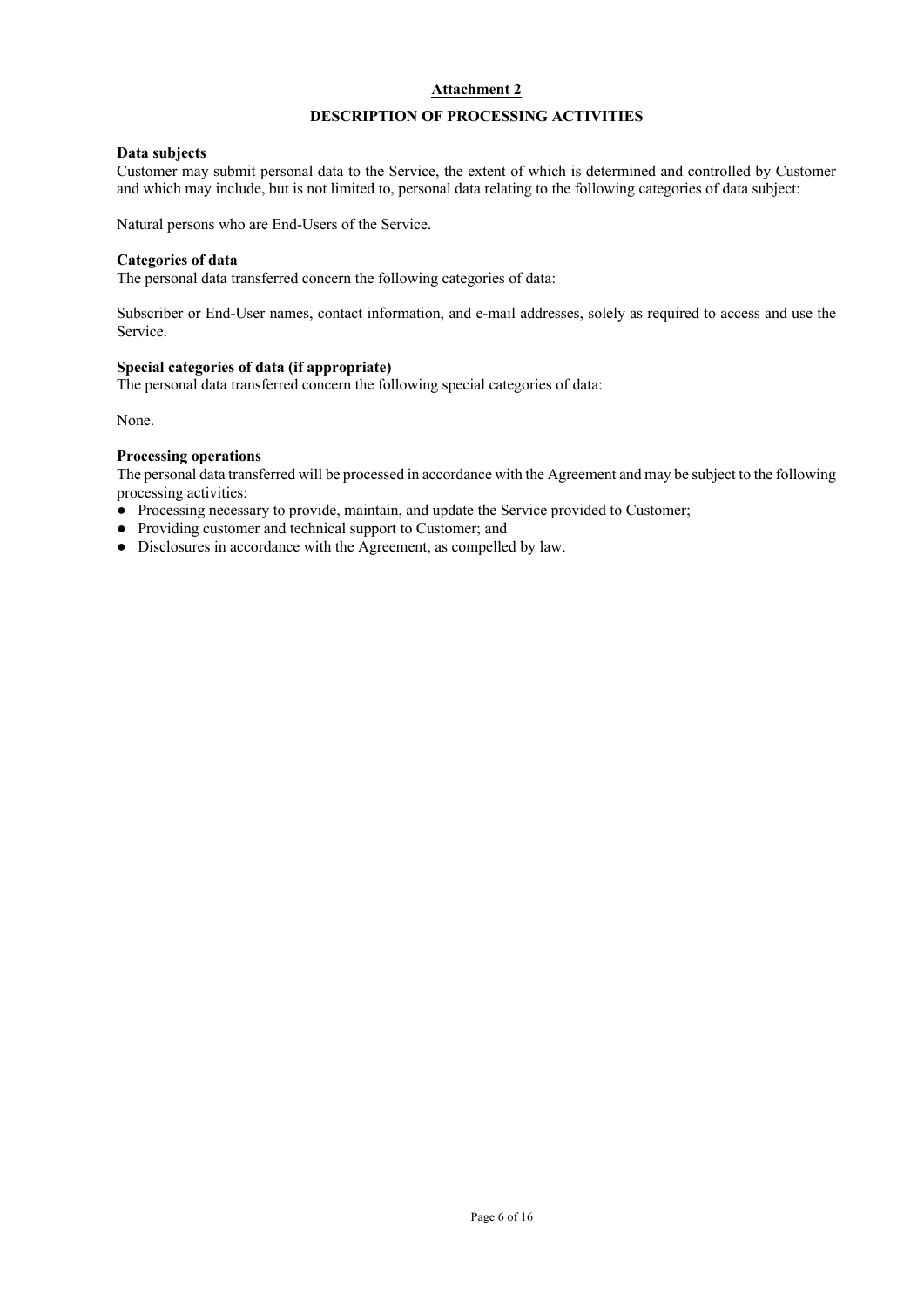## Attachment 2

## DESCRIPTION OF PROCESSING ACTIVITIES

**Data subjects**
Customer may submit personal data to the Service, the extent of which is determined and controlled by Customer and which may include, but is not limited to, personal data relating to the following categories of data subject:

Natural persons who are End-Users of the Service.

**Categories of data**
The personal data transferred concern the following categories of data:

Subscriber or End-User names, contact information, and e-mail addresses, solely as required to access and use the Service.

**Special categories of data (if appropriate)**
The personal data transferred concern the following special categories of data:

None.

**Processing operations**
The personal data transferred will be processed in accordance with the Agreement and may be subject to the following processing activities:

- Processing necessary to provide, maintain, and update the Service provided to Customer;
- Providing customer and technical support to Customer; and
- Disclosures in accordance with the Agreement, as compelled by law.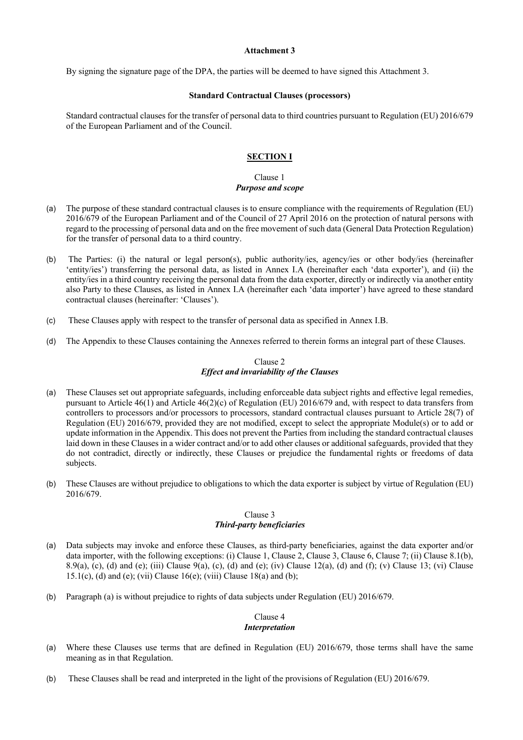**Attachment 3**

By signing the signature page of the DPA, the parties will be deemed to have signed this Attachment 3.

**Standard Contractual Clauses (processors)**

Standard contractual clauses for the transfer of personal data to third countries pursuant to Regulation (EU) 2016/679 of the European Parliament and of the Council.

## SECTION I

### Clause 1
### *Purpose and scope*

(a) The purpose of these standard contractual clauses is to ensure compliance with the requirements of Regulation (EU) 2016/679 of the European Parliament and of the Council of 27 April 2016 on the protection of natural persons with regard to the processing of personal data and on the free movement of such data (General Data Protection Regulation) for the transfer of personal data to a third country.

(b) The Parties: (i) the natural or legal person(s), public authority/ies, agency/ies or other body/ies (hereinafter 'entity/ies') transferring the personal data, as listed in Annex I.A (hereinafter each 'data exporter'), and (ii) the entity/ies in a third country receiving the personal data from the data exporter, directly or indirectly via another entity also Party to these Clauses, as listed in Annex I.A (hereinafter each 'data importer') have agreed to these standard contractual clauses (hereinafter: 'Clauses').

(c) These Clauses apply with respect to the transfer of personal data as specified in Annex I.B.

(d) The Appendix to these Clauses containing the Annexes referred to therein forms an integral part of these Clauses.

### Clause 2
### *Effect and invariability of the Clauses*

(a) These Clauses set out appropriate safeguards, including enforceable data subject rights and effective legal remedies, pursuant to Article 46(1) and Article 46(2)(c) of Regulation (EU) 2016/679 and, with respect to data transfers from controllers to processors and/or processors to processors, standard contractual clauses pursuant to Article 28(7) of Regulation (EU) 2016/679, provided they are not modified, except to select the appropriate Module(s) or to add or update information in the Appendix. This does not prevent the Parties from including the standard contractual clauses laid down in these Clauses in a wider contract and/or to add other clauses or additional safeguards, provided that they do not contradict, directly or indirectly, these Clauses or prejudice the fundamental rights or freedoms of data subjects.

(b) These Clauses are without prejudice to obligations to which the data exporter is subject by virtue of Regulation (EU) 2016/679.

### Clause 3
### *Third-party beneficiaries*

(a) Data subjects may invoke and enforce these Clauses, as third-party beneficiaries, against the data exporter and/or data importer, with the following exceptions: (i) Clause 1, Clause 2, Clause 3, Clause 6, Clause 7; (ii) Clause 8.1(b), 8.9(a), (c), (d) and (e); (iii) Clause 9(a), (c), (d) and (e); (iv) Clause 12(a), (d) and (f); (v) Clause 13; (vi) Clause 15.1(c), (d) and (e); (vii) Clause 16(e); (viii) Clause 18(a) and (b);

(b) Paragraph (a) is without prejudice to rights of data subjects under Regulation (EU) 2016/679.

### Clause 4
### *Interpretation*

(a) Where these Clauses use terms that are defined in Regulation (EU) 2016/679, those terms shall have the same meaning as in that Regulation.

(b) These Clauses shall be read and interpreted in the light of the provisions of Regulation (EU) 2016/679.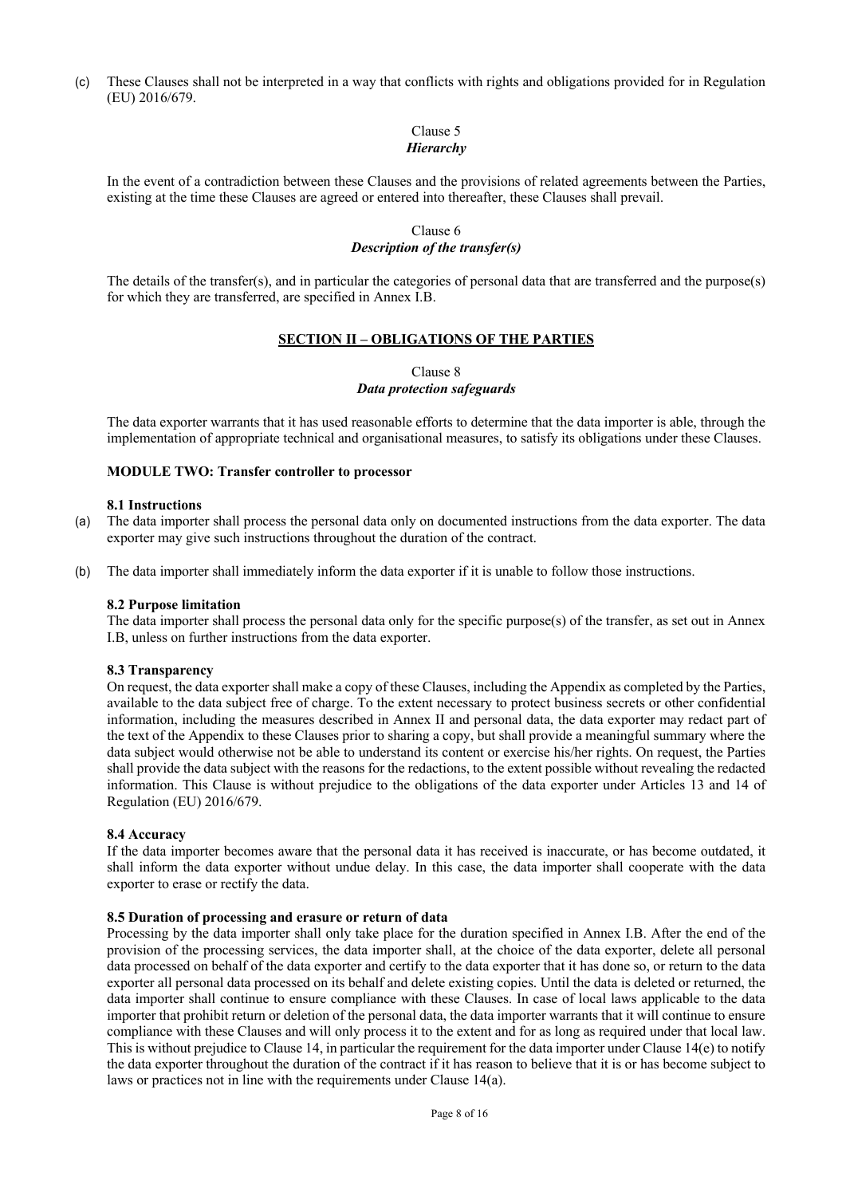(c) These Clauses shall not be interpreted in a way that conflicts with rights and obligations provided for in Regulation (EU) 2016/679.

Clause 5
***Hierarchy***

In the event of a contradiction between these Clauses and the provisions of related agreements between the Parties, existing at the time these Clauses are agreed or entered into thereafter, these Clauses shall prevail.

Clause 6
***Description of the transfer(s)***

The details of the transfer(s), and in particular the categories of personal data that are transferred and the purpose(s) for which they are transferred, are specified in Annex I.B.

## SECTION II – OBLIGATIONS OF THE PARTIES

Clause 8
***Data protection safeguards***

The data exporter warrants that it has used reasonable efforts to determine that the data importer is able, through the implementation of appropriate technical and organisational measures, to satisfy its obligations under these Clauses.

**MODULE TWO: Transfer controller to processor**

**8.1 Instructions**

(a) The data importer shall process the personal data only on documented instructions from the data exporter. The data exporter may give such instructions throughout the duration of the contract.

(b) The data importer shall immediately inform the data exporter if it is unable to follow those instructions.

**8.2 Purpose limitation**

The data importer shall process the personal data only for the specific purpose(s) of the transfer, as set out in Annex I.B, unless on further instructions from the data exporter.

**8.3 Transparency**

On request, the data exporter shall make a copy of these Clauses, including the Appendix as completed by the Parties, available to the data subject free of charge. To the extent necessary to protect business secrets or other confidential information, including the measures described in Annex II and personal data, the data exporter may redact part of the text of the Appendix to these Clauses prior to sharing a copy, but shall provide a meaningful summary where the data subject would otherwise not be able to understand its content or exercise his/her rights. On request, the Parties shall provide the data subject with the reasons for the redactions, to the extent possible without revealing the redacted information. This Clause is without prejudice to the obligations of the data exporter under Articles 13 and 14 of Regulation (EU) 2016/679.

**8.4 Accuracy**

If the data importer becomes aware that the personal data it has received is inaccurate, or has become outdated, it shall inform the data exporter without undue delay. In this case, the data importer shall cooperate with the data exporter to erase or rectify the data.

**8.5 Duration of processing and erasure or return of data**

Processing by the data importer shall only take place for the duration specified in Annex I.B. After the end of the provision of the processing services, the data importer shall, at the choice of the data exporter, delete all personal data processed on behalf of the data exporter and certify to the data exporter that it has done so, or return to the data exporter all personal data processed on its behalf and delete existing copies. Until the data is deleted or returned, the data importer shall continue to ensure compliance with these Clauses. In case of local laws applicable to the data importer that prohibit return or deletion of the personal data, the data importer warrants that it will continue to ensure compliance with these Clauses and will only process it to the extent and for as long as required under that local law. This is without prejudice to Clause 14, in particular the requirement for the data importer under Clause 14(e) to notify the data exporter throughout the duration of the contract if it has reason to believe that it is or has become subject to laws or practices not in line with the requirements under Clause 14(a).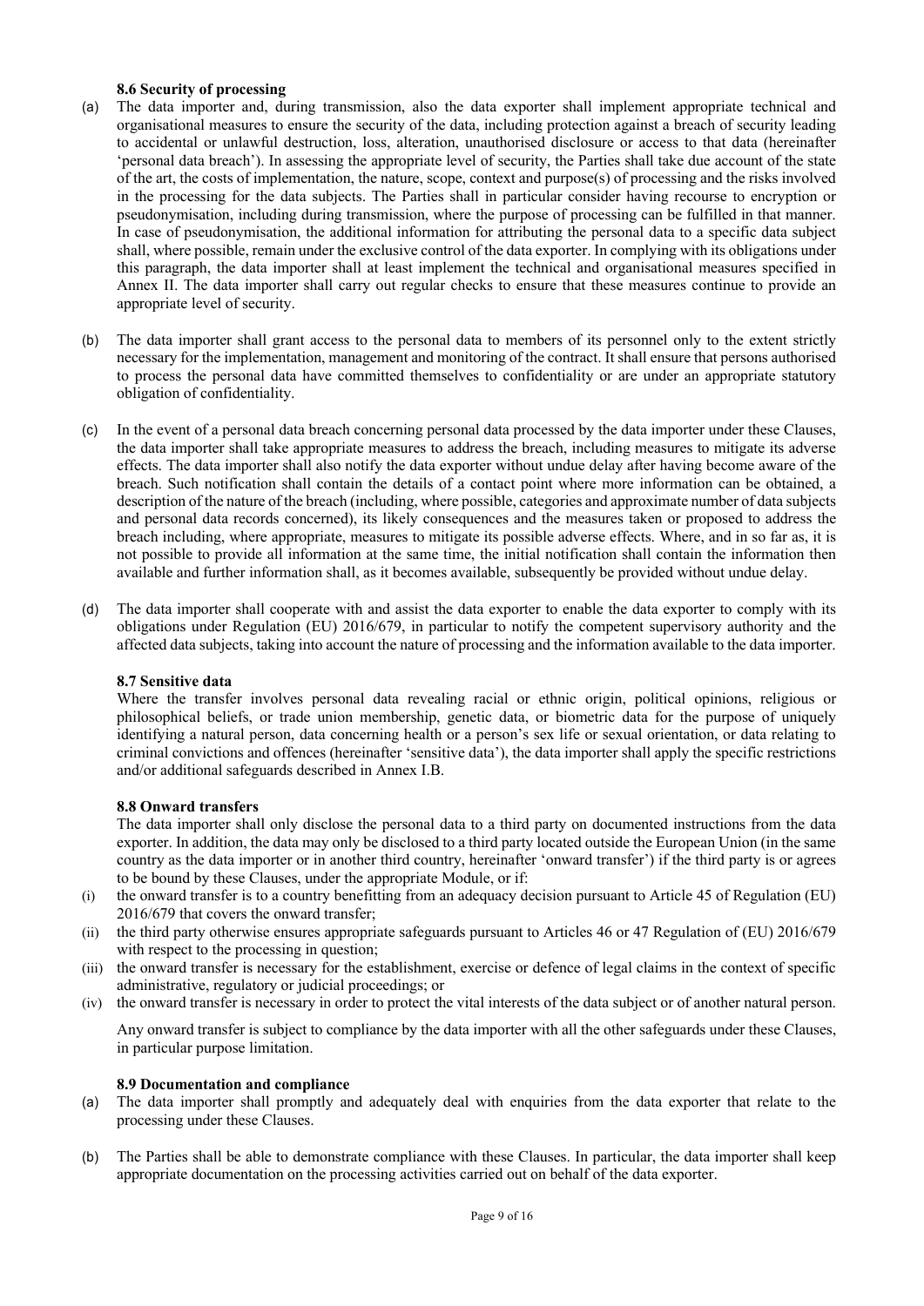**8.6 Security of processing**

(a) The data importer and, during transmission, also the data exporter shall implement appropriate technical and organisational measures to ensure the security of the data, including protection against a breach of security leading to accidental or unlawful destruction, loss, alteration, unauthorised disclosure or access to that data (hereinafter 'personal data breach'). In assessing the appropriate level of security, the Parties shall take due account of the state of the art, the costs of implementation, the nature, scope, context and purpose(s) of processing and the risks involved in the processing for the data subjects. The Parties shall in particular consider having recourse to encryption or pseudonymisation, including during transmission, where the purpose of processing can be fulfilled in that manner. In case of pseudonymisation, the additional information for attributing the personal data to a specific data subject shall, where possible, remain under the exclusive control of the data exporter. In complying with its obligations under this paragraph, the data importer shall at least implement the technical and organisational measures specified in Annex II. The data importer shall carry out regular checks to ensure that these measures continue to provide an appropriate level of security.

(b) The data importer shall grant access to the personal data to members of its personnel only to the extent strictly necessary for the implementation, management and monitoring of the contract. It shall ensure that persons authorised to process the personal data have committed themselves to confidentiality or are under an appropriate statutory obligation of confidentiality.

(c) In the event of a personal data breach concerning personal data processed by the data importer under these Clauses, the data importer shall take appropriate measures to address the breach, including measures to mitigate its adverse effects. The data importer shall also notify the data exporter without undue delay after having become aware of the breach. Such notification shall contain the details of a contact point where more information can be obtained, a description of the nature of the breach (including, where possible, categories and approximate number of data subjects and personal data records concerned), its likely consequences and the measures taken or proposed to address the breach including, where appropriate, measures to mitigate its possible adverse effects. Where, and in so far as, it is not possible to provide all information at the same time, the initial notification shall contain the information then available and further information shall, as it becomes available, subsequently be provided without undue delay.

(d) The data importer shall cooperate with and assist the data exporter to enable the data exporter to comply with its obligations under Regulation (EU) 2016/679, in particular to notify the competent supervisory authority and the affected data subjects, taking into account the nature of processing and the information available to the data importer.

**8.7 Sensitive data**

Where the transfer involves personal data revealing racial or ethnic origin, political opinions, religious or philosophical beliefs, or trade union membership, genetic data, or biometric data for the purpose of uniquely identifying a natural person, data concerning health or a person's sex life or sexual orientation, or data relating to criminal convictions and offences (hereinafter 'sensitive data'), the data importer shall apply the specific restrictions and/or additional safeguards described in Annex I.B.

**8.8 Onward transfers**

The data importer shall only disclose the personal data to a third party on documented instructions from the data exporter. In addition, the data may only be disclosed to a third party located outside the European Union (in the same country as the data importer or in another third country, hereinafter 'onward transfer') if the third party is or agrees to be bound by these Clauses, under the appropriate Module, or if:

(i) the onward transfer is to a country benefitting from an adequacy decision pursuant to Article 45 of Regulation (EU) 2016/679 that covers the onward transfer;

(ii) the third party otherwise ensures appropriate safeguards pursuant to Articles 46 or 47 Regulation of (EU) 2016/679 with respect to the processing in question;

(iii) the onward transfer is necessary for the establishment, exercise or defence of legal claims in the context of specific administrative, regulatory or judicial proceedings; or

(iv) the onward transfer is necessary in order to protect the vital interests of the data subject or of another natural person.

Any onward transfer is subject to compliance by the data importer with all the other safeguards under these Clauses, in particular purpose limitation.

**8.9 Documentation and compliance**

(a) The data importer shall promptly and adequately deal with enquiries from the data exporter that relate to the processing under these Clauses.

(b) The Parties shall be able to demonstrate compliance with these Clauses. In particular, the data importer shall keep appropriate documentation on the processing activities carried out on behalf of the data exporter.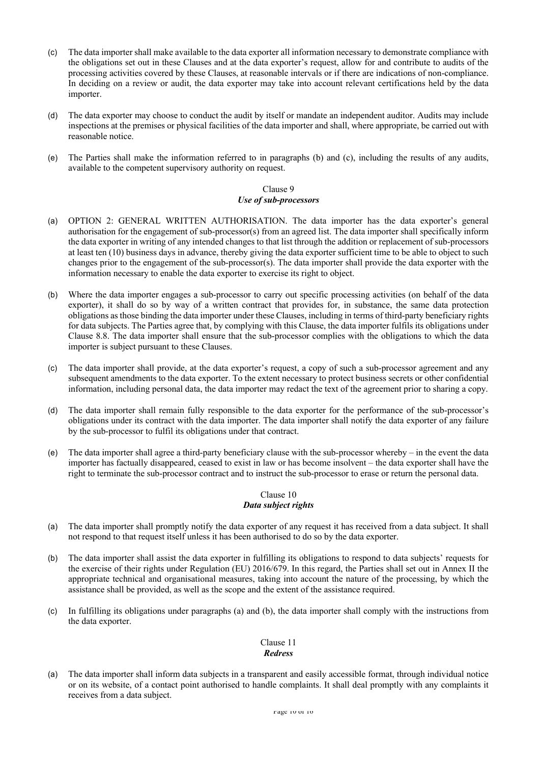(c) The data importer shall make available to the data exporter all information necessary to demonstrate compliance with the obligations set out in these Clauses and at the data exporter's request, allow for and contribute to audits of the processing activities covered by these Clauses, at reasonable intervals or if there are indications of non-compliance. In deciding on a review or audit, the data exporter may take into account relevant certifications held by the data importer.

(d) The data exporter may choose to conduct the audit by itself or mandate an independent auditor. Audits may include inspections at the premises or physical facilities of the data importer and shall, where appropriate, be carried out with reasonable notice.

(e) The Parties shall make the information referred to in paragraphs (b) and (c), including the results of any audits, available to the competent supervisory authority on request.

## Clause 9
***Use of sub-processors***

(a) OPTION 2: GENERAL WRITTEN AUTHORISATION. The data importer has the data exporter's general authorisation for the engagement of sub-processor(s) from an agreed list. The data importer shall specifically inform the data exporter in writing of any intended changes to that list through the addition or replacement of sub-processors at least ten (10) business days in advance, thereby giving the data exporter sufficient time to be able to object to such changes prior to the engagement of the sub-processor(s). The data importer shall provide the data exporter with the information necessary to enable the data exporter to exercise its right to object.

(b) Where the data importer engages a sub-processor to carry out specific processing activities (on behalf of the data exporter), it shall do so by way of a written contract that provides for, in substance, the same data protection obligations as those binding the data importer under these Clauses, including in terms of third-party beneficiary rights for data subjects. The Parties agree that, by complying with this Clause, the data importer fulfils its obligations under Clause 8.8. The data importer shall ensure that the sub-processor complies with the obligations to which the data importer is subject pursuant to these Clauses.

(c) The data importer shall provide, at the data exporter's request, a copy of such a sub-processor agreement and any subsequent amendments to the data exporter. To the extent necessary to protect business secrets or other confidential information, including personal data, the data importer may redact the text of the agreement prior to sharing a copy.

(d) The data importer shall remain fully responsible to the data exporter for the performance of the sub-processor's obligations under its contract with the data importer. The data importer shall notify the data exporter of any failure by the sub-processor to fulfil its obligations under that contract.

(e) The data importer shall agree a third-party beneficiary clause with the sub-processor whereby – in the event the data importer has factually disappeared, ceased to exist in law or has become insolvent – the data exporter shall have the right to terminate the sub-processor contract and to instruct the sub-processor to erase or return the personal data.

## Clause 10
***Data subject rights***

(a) The data importer shall promptly notify the data exporter of any request it has received from a data subject. It shall not respond to that request itself unless it has been authorised to do so by the data exporter.

(b) The data importer shall assist the data exporter in fulfilling its obligations to respond to data subjects' requests for the exercise of their rights under Regulation (EU) 2016/679. In this regard, the Parties shall set out in Annex II the appropriate technical and organisational measures, taking into account the nature of the processing, by which the assistance shall be provided, as well as the scope and the extent of the assistance required.

(c) In fulfilling its obligations under paragraphs (a) and (b), the data importer shall comply with the instructions from the data exporter.

## Clause 11
***Redress***

(a) The data importer shall inform data subjects in a transparent and easily accessible format, through individual notice or on its website, of a contact point authorised to handle complaints. It shall deal promptly with any complaints it receives from a data subject.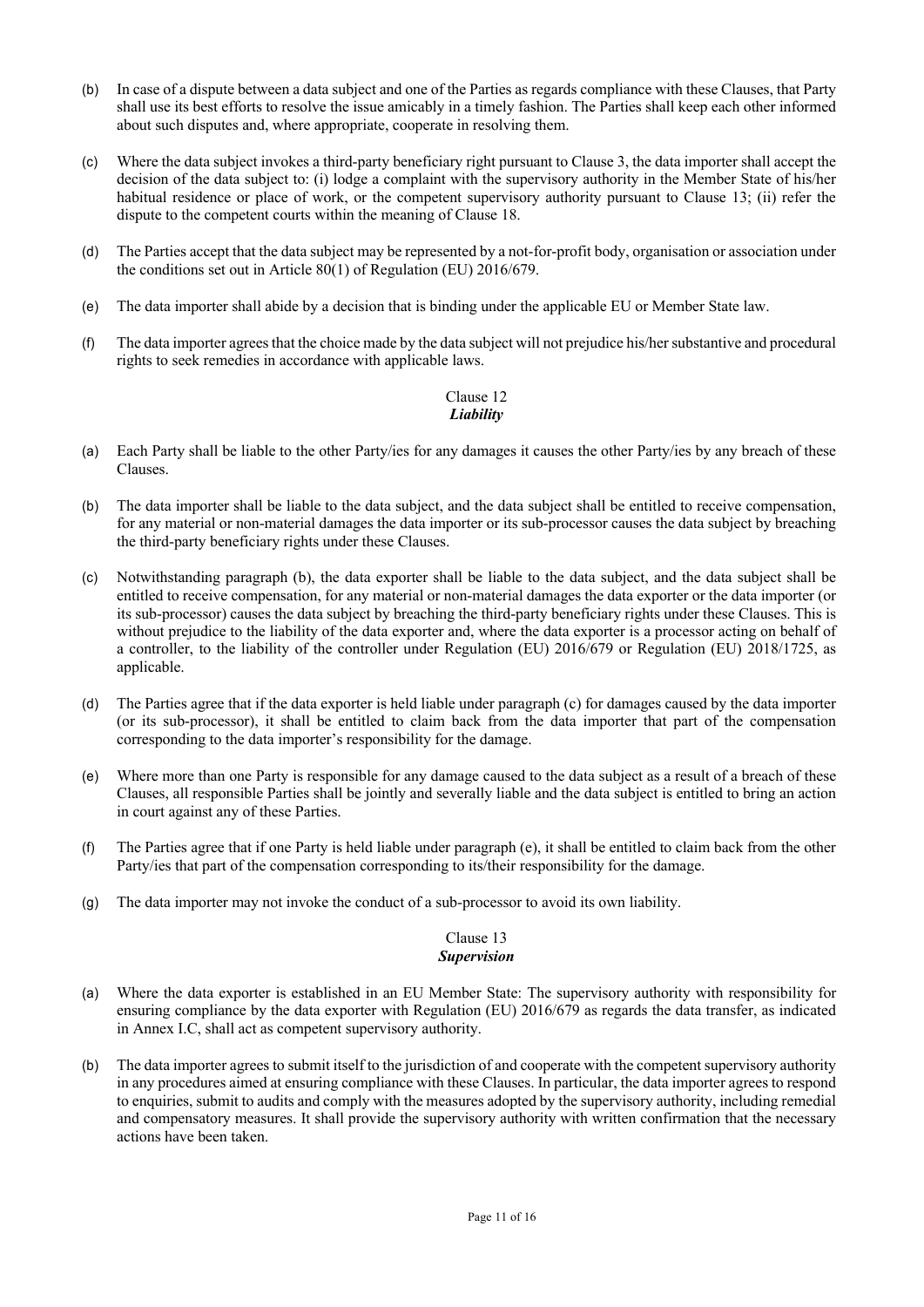(b) In case of a dispute between a data subject and one of the Parties as regards compliance with these Clauses, that Party shall use its best efforts to resolve the issue amicably in a timely fashion. The Parties shall keep each other informed about such disputes and, where appropriate, cooperate in resolving them.

(c) Where the data subject invokes a third-party beneficiary right pursuant to Clause 3, the data importer shall accept the decision of the data subject to: (i) lodge a complaint with the supervisory authority in the Member State of his/her habitual residence or place of work, or the competent supervisory authority pursuant to Clause 13; (ii) refer the dispute to the competent courts within the meaning of Clause 18.

(d) The Parties accept that the data subject may be represented by a not-for-profit body, organisation or association under the conditions set out in Article 80(1) of Regulation (EU) 2016/679.

(e) The data importer shall abide by a decision that is binding under the applicable EU or Member State law.

(f) The data importer agrees that the choice made by the data subject will not prejudice his/her substantive and procedural rights to seek remedies in accordance with applicable laws.

### Clause 12
### *Liability*

(a) Each Party shall be liable to the other Party/ies for any damages it causes the other Party/ies by any breach of these Clauses.

(b) The data importer shall be liable to the data subject, and the data subject shall be entitled to receive compensation, for any material or non-material damages the data importer or its sub-processor causes the data subject by breaching the third-party beneficiary rights under these Clauses.

(c) Notwithstanding paragraph (b), the data exporter shall be liable to the data subject, and the data subject shall be entitled to receive compensation, for any material or non-material damages the data exporter or the data importer (or its sub-processor) causes the data subject by breaching the third-party beneficiary rights under these Clauses. This is without prejudice to the liability of the data exporter and, where the data exporter is a processor acting on behalf of a controller, to the liability of the controller under Regulation (EU) 2016/679 or Regulation (EU) 2018/1725, as applicable.

(d) The Parties agree that if the data exporter is held liable under paragraph (c) for damages caused by the data importer (or its sub-processor), it shall be entitled to claim back from the data importer that part of the compensation corresponding to the data importer's responsibility for the damage.

(e) Where more than one Party is responsible for any damage caused to the data subject as a result of a breach of these Clauses, all responsible Parties shall be jointly and severally liable and the data subject is entitled to bring an action in court against any of these Parties.

(f) The Parties agree that if one Party is held liable under paragraph (e), it shall be entitled to claim back from the other Party/ies that part of the compensation corresponding to its/their responsibility for the damage.

(g) The data importer may not invoke the conduct of a sub-processor to avoid its own liability.

### Clause 13
### *Supervision*

(a) Where the data exporter is established in an EU Member State: The supervisory authority with responsibility for ensuring compliance by the data exporter with Regulation (EU) 2016/679 as regards the data transfer, as indicated in Annex I.C, shall act as competent supervisory authority.

(b) The data importer agrees to submit itself to the jurisdiction of and cooperate with the competent supervisory authority in any procedures aimed at ensuring compliance with these Clauses. In particular, the data importer agrees to respond to enquiries, submit to audits and comply with the measures adopted by the supervisory authority, including remedial and compensatory measures. It shall provide the supervisory authority with written confirmation that the necessary actions have been taken.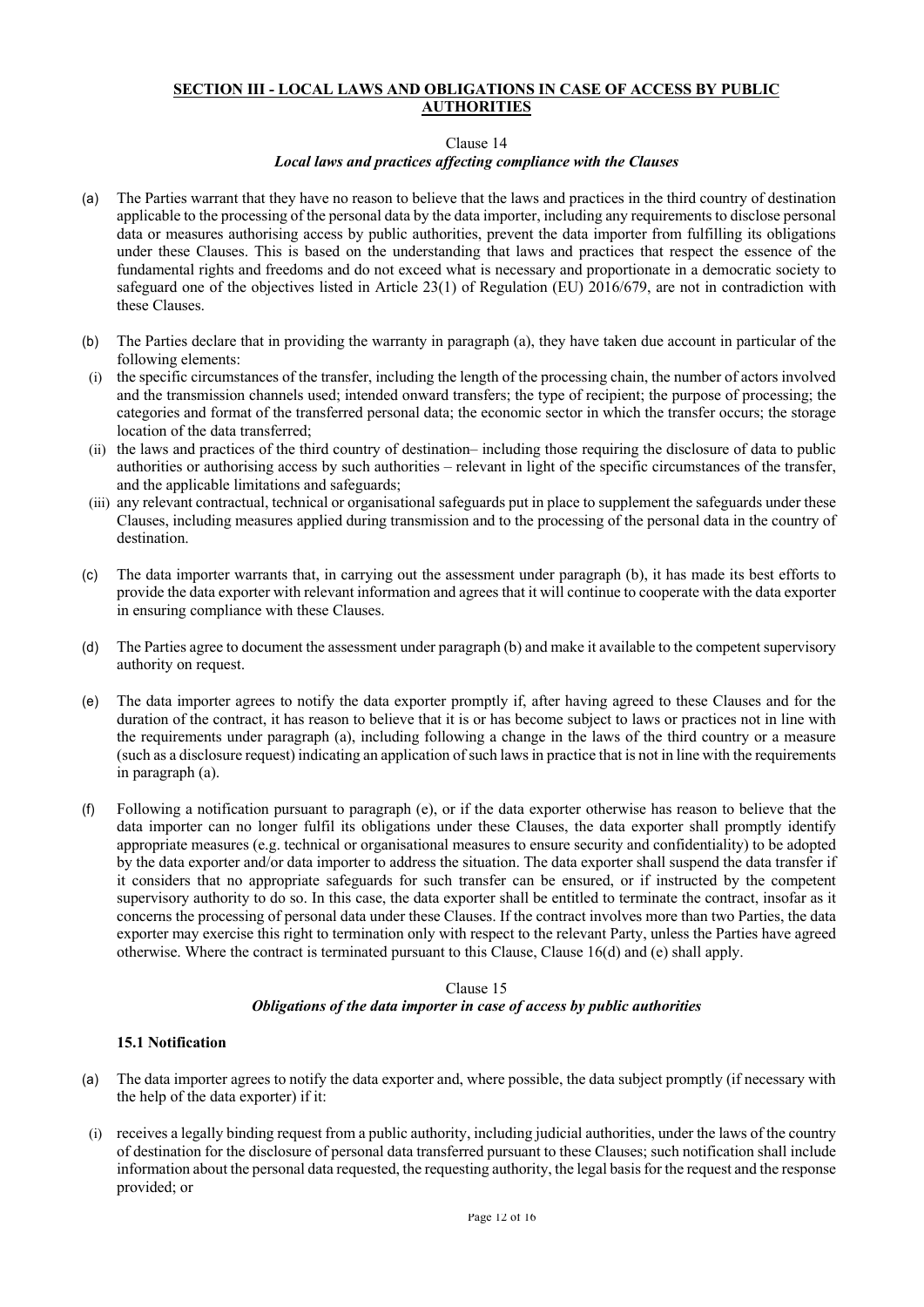## SECTION III - LOCAL LAWS AND OBLIGATIONS IN CASE OF ACCESS BY PUBLIC AUTHORITIES

### Clause 14
### *Local laws and practices affecting compliance with the Clauses*

(a) The Parties warrant that they have no reason to believe that the laws and practices in the third country of destination applicable to the processing of the personal data by the data importer, including any requirements to disclose personal data or measures authorising access by public authorities, prevent the data importer from fulfilling its obligations under these Clauses. This is based on the understanding that laws and practices that respect the essence of the fundamental rights and freedoms and do not exceed what is necessary and proportionate in a democratic society to safeguard one of the objectives listed in Article 23(1) of Regulation (EU) 2016/679, are not in contradiction with these Clauses.

(b) The Parties declare that in providing the warranty in paragraph (a), they have taken due account in particular of the following elements:

(i) the specific circumstances of the transfer, including the length of the processing chain, the number of actors involved and the transmission channels used; intended onward transfers; the type of recipient; the purpose of processing; the categories and format of the transferred personal data; the economic sector in which the transfer occurs; the storage location of the data transferred;

(ii) the laws and practices of the third country of destination– including those requiring the disclosure of data to public authorities or authorising access by such authorities – relevant in light of the specific circumstances of the transfer, and the applicable limitations and safeguards;

(iii) any relevant contractual, technical or organisational safeguards put in place to supplement the safeguards under these Clauses, including measures applied during transmission and to the processing of the personal data in the country of destination.

(c) The data importer warrants that, in carrying out the assessment under paragraph (b), it has made its best efforts to provide the data exporter with relevant information and agrees that it will continue to cooperate with the data exporter in ensuring compliance with these Clauses.

(d) The Parties agree to document the assessment under paragraph (b) and make it available to the competent supervisory authority on request.

(e) The data importer agrees to notify the data exporter promptly if, after having agreed to these Clauses and for the duration of the contract, it has reason to believe that it is or has become subject to laws or practices not in line with the requirements under paragraph (a), including following a change in the laws of the third country or a measure (such as a disclosure request) indicating an application of such laws in practice that is not in line with the requirements in paragraph (a).

(f) Following a notification pursuant to paragraph (e), or if the data exporter otherwise has reason to believe that the data importer can no longer fulfil its obligations under these Clauses, the data exporter shall promptly identify appropriate measures (e.g. technical or organisational measures to ensure security and confidentiality) to be adopted by the data exporter and/or data importer to address the situation. The data exporter shall suspend the data transfer if it considers that no appropriate safeguards for such transfer can be ensured, or if instructed by the competent supervisory authority to do so. In this case, the data exporter shall be entitled to terminate the contract, insofar as it concerns the processing of personal data under these Clauses. If the contract involves more than two Parties, the data exporter may exercise this right to termination only with respect to the relevant Party, unless the Parties have agreed otherwise. Where the contract is terminated pursuant to this Clause, Clause 16(d) and (e) shall apply.

### Clause 15
### *Obligations of the data importer in case of access by public authorities*

**15.1 Notification**

(a) The data importer agrees to notify the data exporter and, where possible, the data subject promptly (if necessary with the help of the data exporter) if it:

(i) receives a legally binding request from a public authority, including judicial authorities, under the laws of the country of destination for the disclosure of personal data transferred pursuant to these Clauses; such notification shall include information about the personal data requested, the requesting authority, the legal basis for the request and the response provided; or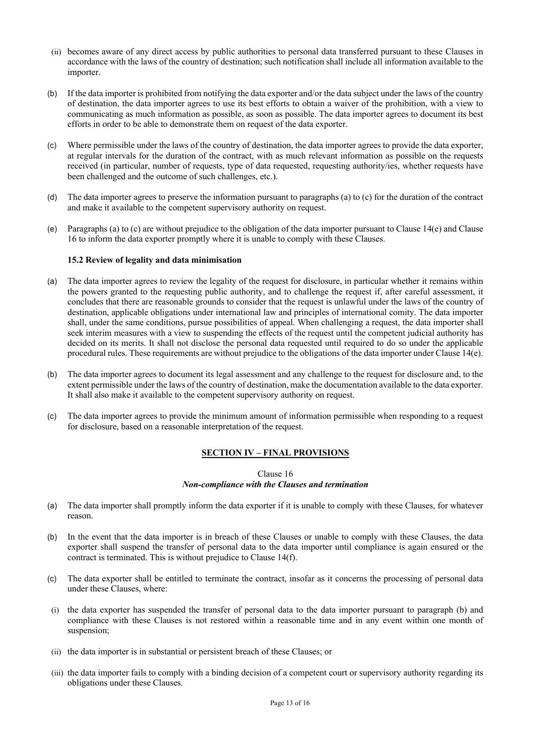(ii) becomes aware of any direct access by public authorities to personal data transferred pursuant to these Clauses in accordance with the laws of the country of destination; such notification shall include all information available to the importer.

(b) If the data importer is prohibited from notifying the data exporter and/or the data subject under the laws of the country of destination, the data importer agrees to use its best efforts to obtain a waiver of the prohibition, with a view to communicating as much information as possible, as soon as possible. The data importer agrees to document its best efforts in order to be able to demonstrate them on request of the data exporter.

(c) Where permissible under the laws of the country of destination, the data importer agrees to provide the data exporter, at regular intervals for the duration of the contract, with as much relevant information as possible on the requests received (in particular, number of requests, type of data requested, requesting authority/ies, whether requests have been challenged and the outcome of such challenges, etc.).

(d) The data importer agrees to preserve the information pursuant to paragraphs (a) to (c) for the duration of the contract and make it available to the competent supervisory authority on request.

(e) Paragraphs (a) to (c) are without prejudice to the obligation of the data importer pursuant to Clause 14(e) and Clause 16 to inform the data exporter promptly where it is unable to comply with these Clauses.

**15.2 Review of legality and data minimisation**

(a) The data importer agrees to review the legality of the request for disclosure, in particular whether it remains within the powers granted to the requesting public authority, and to challenge the request if, after careful assessment, it concludes that there are reasonable grounds to consider that the request is unlawful under the laws of the country of destination, applicable obligations under international law and principles of international comity. The data importer shall, under the same conditions, pursue possibilities of appeal. When challenging a request, the data importer shall seek interim measures with a view to suspending the effects of the request until the competent judicial authority has decided on its merits. It shall not disclose the personal data requested until required to do so under the applicable procedural rules. These requirements are without prejudice to the obligations of the data importer under Clause 14(e).

(b) The data importer agrees to document its legal assessment and any challenge to the request for disclosure and, to the extent permissible under the laws of the country of destination, make the documentation available to the data exporter. It shall also make it available to the competent supervisory authority on request.

(c) The data importer agrees to provide the minimum amount of information permissible when responding to a request for disclosure, based on a reasonable interpretation of the request.

## SECTION IV – FINAL PROVISIONS

### Clause 16
### *Non-compliance with the Clauses and termination*

(a) The data importer shall promptly inform the data exporter if it is unable to comply with these Clauses, for whatever reason.

(b) In the event that the data importer is in breach of these Clauses or unable to comply with these Clauses, the data exporter shall suspend the transfer of personal data to the data importer until compliance is again ensured or the contract is terminated. This is without prejudice to Clause 14(f).

(c) The data exporter shall be entitled to terminate the contract, insofar as it concerns the processing of personal data under these Clauses, where:

(i) the data exporter has suspended the transfer of personal data to the data importer pursuant to paragraph (b) and compliance with these Clauses is not restored within a reasonable time and in any event within one month of suspension;

(ii) the data importer is in substantial or persistent breach of these Clauses; or

(iii) the data importer fails to comply with a binding decision of a competent court or supervisory authority regarding its obligations under these Clauses.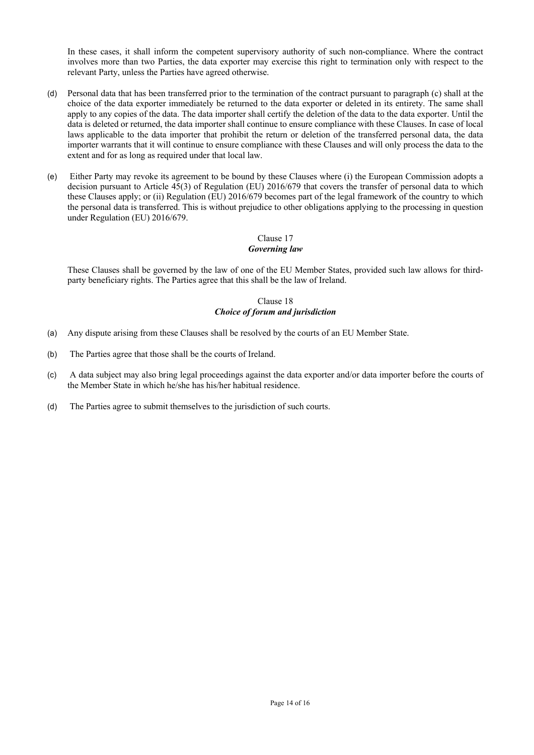In these cases, it shall inform the competent supervisory authority of such non-compliance. Where the contract involves more than two Parties, the data exporter may exercise this right to termination only with respect to the relevant Party, unless the Parties have agreed otherwise.

(d) Personal data that has been transferred prior to the termination of the contract pursuant to paragraph (c) shall at the choice of the data exporter immediately be returned to the data exporter or deleted in its entirety. The same shall apply to any copies of the data. The data importer shall certify the deletion of the data to the data exporter. Until the data is deleted or returned, the data importer shall continue to ensure compliance with these Clauses. In case of local laws applicable to the data importer that prohibit the return or deletion of the transferred personal data, the data importer warrants that it will continue to ensure compliance with these Clauses and will only process the data to the extent and for as long as required under that local law.

(e) Either Party may revoke its agreement to be bound by these Clauses where (i) the European Commission adopts a decision pursuant to Article 45(3) of Regulation (EU) 2016/679 that covers the transfer of personal data to which these Clauses apply; or (ii) Regulation (EU) 2016/679 becomes part of the legal framework of the country to which the personal data is transferred. This is without prejudice to other obligations applying to the processing in question under Regulation (EU) 2016/679.

### Clause 17
### *Governing law*

These Clauses shall be governed by the law of one of the EU Member States, provided such law allows for third-party beneficiary rights. The Parties agree that this shall be the law of Ireland.

### Clause 18
### *Choice of forum and jurisdiction*

(a) Any dispute arising from these Clauses shall be resolved by the courts of an EU Member State.

(b) The Parties agree that those shall be the courts of Ireland.

(c) A data subject may also bring legal proceedings against the data exporter and/or data importer before the courts of the Member State in which he/she has his/her habitual residence.

(d) The Parties agree to submit themselves to the jurisdiction of such courts.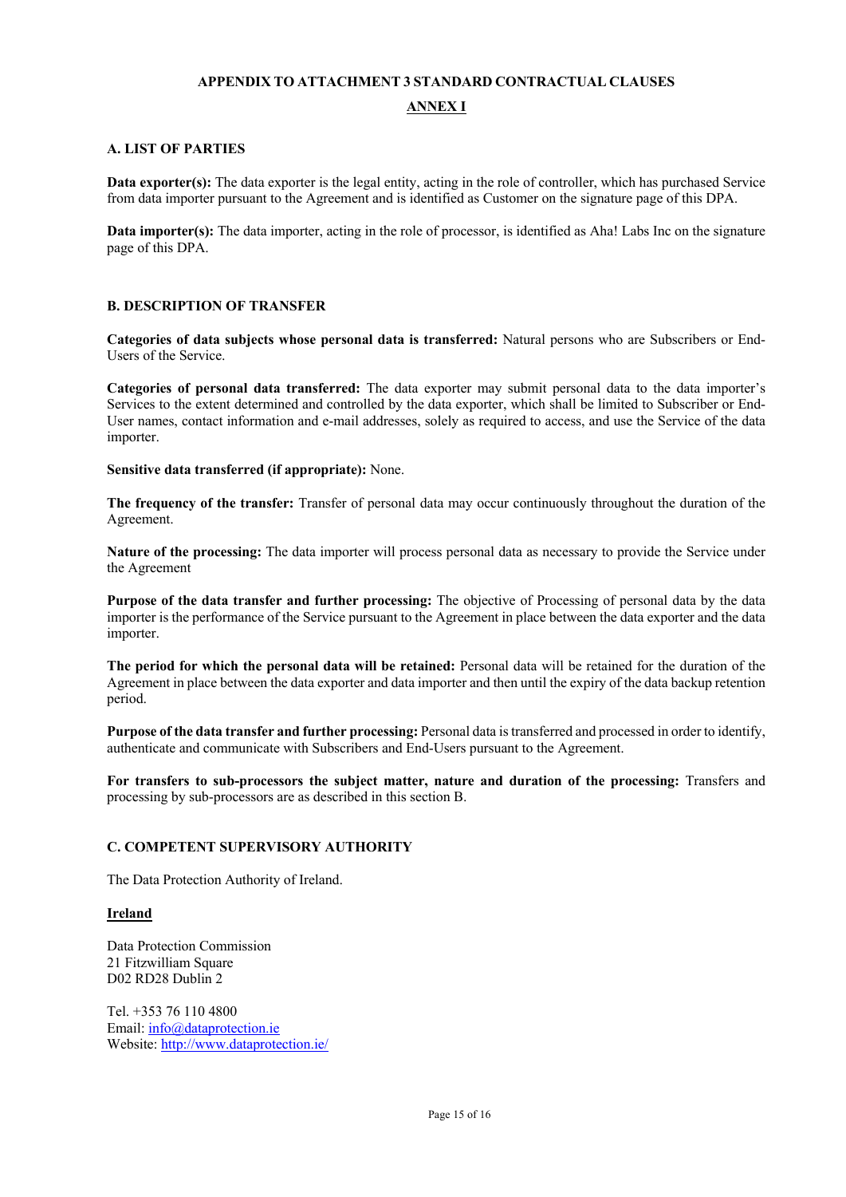## APPENDIX TO ATTACHMENT 3 STANDARD CONTRACTUAL CLAUSES

## ANNEX I

### A. LIST OF PARTIES

**Data exporter(s):** The data exporter is the legal entity, acting in the role of controller, which has purchased Service from data importer pursuant to the Agreement and is identified as Customer on the signature page of this DPA.

**Data importer(s):** The data importer, acting in the role of processor, is identified as Aha! Labs Inc on the signature page of this DPA.

### B. DESCRIPTION OF TRANSFER

**Categories of data subjects whose personal data is transferred:** Natural persons who are Subscribers or End-Users of the Service.

**Categories of personal data transferred:** The data exporter may submit personal data to the data importer's Services to the extent determined and controlled by the data exporter, which shall be limited to Subscriber or End-User names, contact information and e-mail addresses, solely as required to access, and use the Service of the data importer.

**Sensitive data transferred (if appropriate):** None.

**The frequency of the transfer:** Transfer of personal data may occur continuously throughout the duration of the Agreement.

**Nature of the processing:** The data importer will process personal data as necessary to provide the Service under the Agreement

**Purpose of the data transfer and further processing:** The objective of Processing of personal data by the data importer is the performance of the Service pursuant to the Agreement in place between the data exporter and the data importer.

**The period for which the personal data will be retained:** Personal data will be retained for the duration of the Agreement in place between the data exporter and data importer and then until the expiry of the data backup retention period.

**Purpose of the data transfer and further processing:** Personal data is transferred and processed in order to identify, authenticate and communicate with Subscribers and End-Users pursuant to the Agreement.

**For transfers to sub-processors the subject matter, nature and duration of the processing:** Transfers and processing by sub-processors are as described in this section B.

### C. COMPETENT SUPERVISORY AUTHORITY

The Data Protection Authority of Ireland.

**Ireland**

Data Protection Commission
21 Fitzwilliam Square
D02 RD28 Dublin 2

Tel. +353 76 110 4800
Email: info@dataprotection.ie
Website: http://www.dataprotection.ie/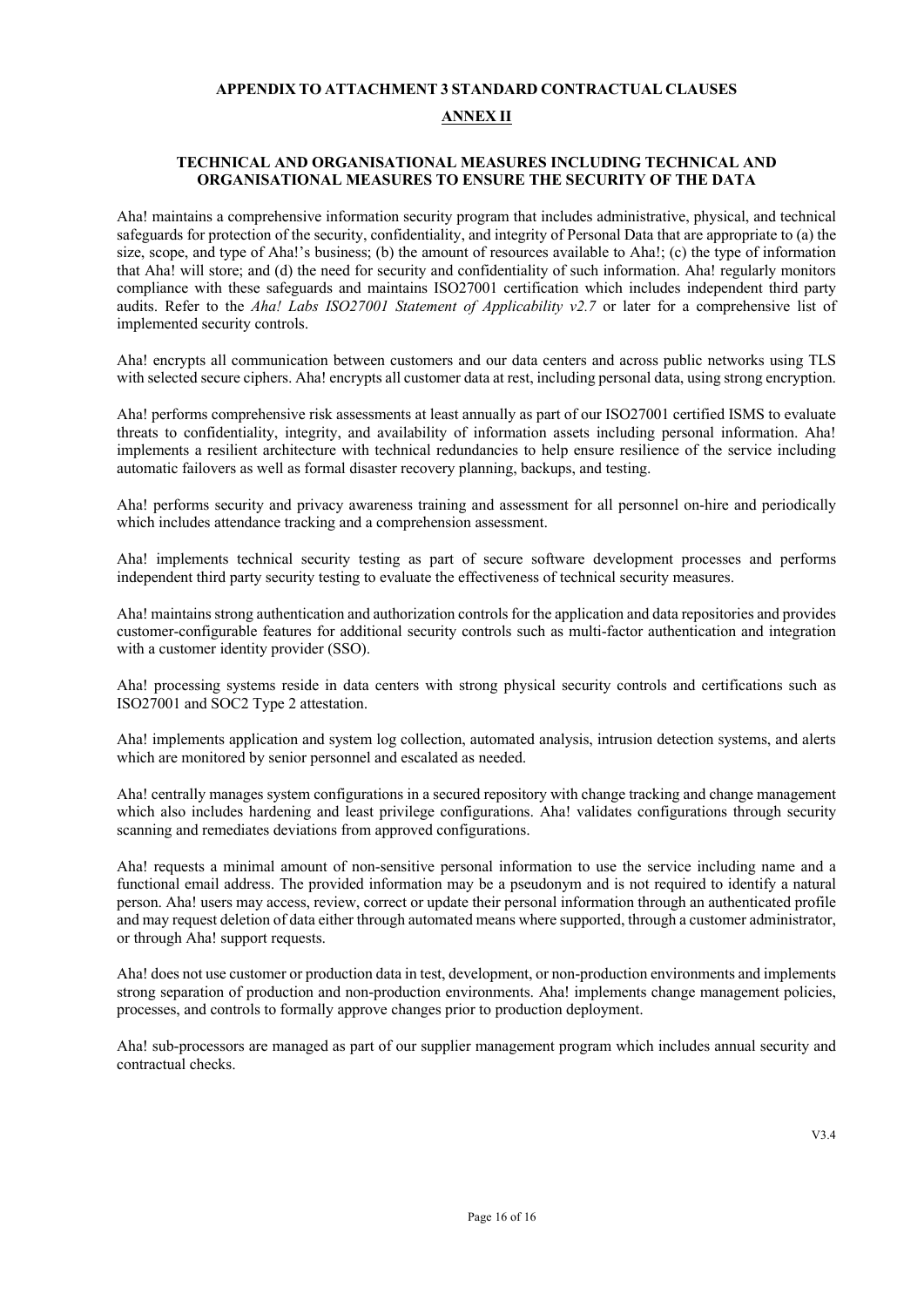## APPENDIX TO ATTACHMENT 3 STANDARD CONTRACTUAL CLAUSES

## ANNEX II

### TECHNICAL AND ORGANISATIONAL MEASURES INCLUDING TECHNICAL AND ORGANISATIONAL MEASURES TO ENSURE THE SECURITY OF THE DATA

Aha! maintains a comprehensive information security program that includes administrative, physical, and technical safeguards for protection of the security, confidentiality, and integrity of Personal Data that are appropriate to (a) the size, scope, and type of Aha!'s business; (b) the amount of resources available to Aha!; (c) the type of information that Aha! will store; and (d) the need for security and confidentiality of such information. Aha! regularly monitors compliance with these safeguards and maintains ISO27001 certification which includes independent third party audits. Refer to the *Aha! Labs ISO27001 Statement of Applicability v2.7* or later for a comprehensive list of implemented security controls.

Aha! encrypts all communication between customers and our data centers and across public networks using TLS with selected secure ciphers. Aha! encrypts all customer data at rest, including personal data, using strong encryption.

Aha! performs comprehensive risk assessments at least annually as part of our ISO27001 certified ISMS to evaluate threats to confidentiality, integrity, and availability of information assets including personal information. Aha! implements a resilient architecture with technical redundancies to help ensure resilience of the service including automatic failovers as well as formal disaster recovery planning, backups, and testing.

Aha! performs security and privacy awareness training and assessment for all personnel on-hire and periodically which includes attendance tracking and a comprehension assessment.

Aha! implements technical security testing as part of secure software development processes and performs independent third party security testing to evaluate the effectiveness of technical security measures.

Aha! maintains strong authentication and authorization controls for the application and data repositories and provides customer-configurable features for additional security controls such as multi-factor authentication and integration with a customer identity provider (SSO).

Aha! processing systems reside in data centers with strong physical security controls and certifications such as ISO27001 and SOC2 Type 2 attestation.

Aha! implements application and system log collection, automated analysis, intrusion detection systems, and alerts which are monitored by senior personnel and escalated as needed.

Aha! centrally manages system configurations in a secured repository with change tracking and change management which also includes hardening and least privilege configurations. Aha! validates configurations through security scanning and remediates deviations from approved configurations.

Aha! requests a minimal amount of non-sensitive personal information to use the service including name and a functional email address. The provided information may be a pseudonym and is not required to identify a natural person. Aha! users may access, review, correct or update their personal information through an authenticated profile and may request deletion of data either through automated means where supported, through a customer administrator, or through Aha! support requests.

Aha! does not use customer or production data in test, development, or non-production environments and implements strong separation of production and non-production environments. Aha! implements change management policies, processes, and controls to formally approve changes prior to production deployment.

Aha! sub-processors are managed as part of our supplier management program which includes annual security and contractual checks.

V3.4